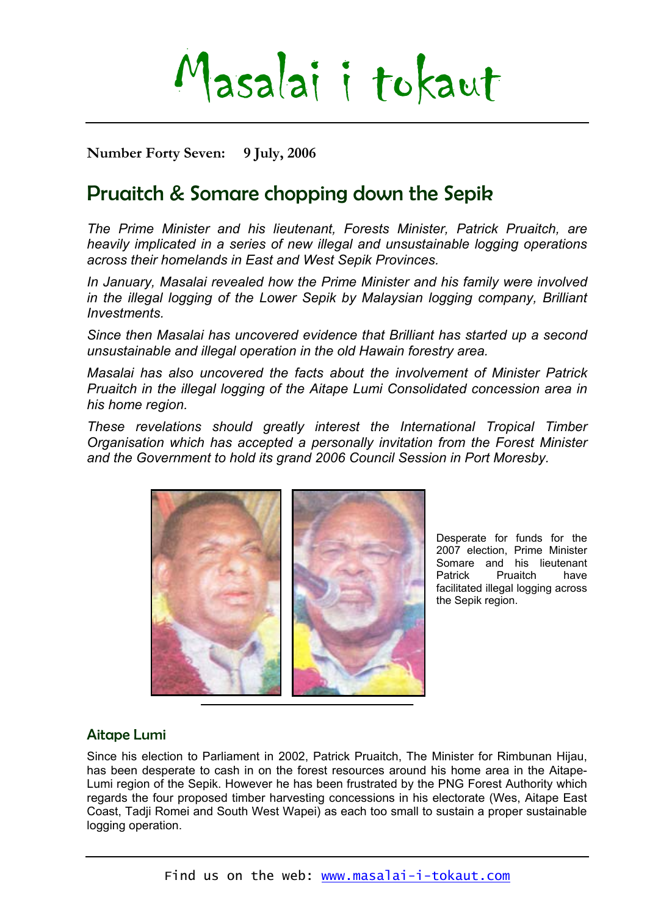# Masalai i tokaut

**Number Forty Seven: 9 July, 2006**

## Pruaitch & Somare chopping down the Sepik

*The Prime Minister and his lieutenant, Forests Minister, Patrick Pruaitch, are heavily implicated in a series of new illegal and unsustainable logging operations across their homelands in East and West Sepik Provinces.*

*In January, Masalai revealed how the Prime Minister and his family were involved in the illegal logging of the Lower Sepik by Malaysian logging company, Brilliant Investments.*

*Since then Masalai has uncovered evidence that Brilliant has started up a second unsustainable and illegal operation in the old Hawain forestry area.*

*Masalai has also uncovered the facts about the involvement of Minister Patrick Pruaitch in the illegal logging of the Aitape Lumi Consolidated concession area in his home region.*

*These revelations should greatly interest the International Tropical Timber Organisation which has accepted a personally invitation from the Forest Minister and the Government to hold its grand 2006 Council Session in Port Moresby.*

Desperate for funds for the 2007 election, Prime Minister Somare and his lieutenant Patrick Pruaitch have facilitated illegal logging across the Sepik region.

### Aitape Lumi

Since his election to Parliament in 2002, Patrick Pruaitch, The Minister for Rimbunan Hijau, has been desperate to cash in on the forest resources around his home area in the Aitape-Lumi region of the Sepik. However he has been frustrated by the PNG Forest Authority which regards the four proposed timber harvesting concessions in his electorate (Wes, Aitape East Coast, Tadji Romei and South West Wapei) as each too small to sustain a proper sustainable logging operation.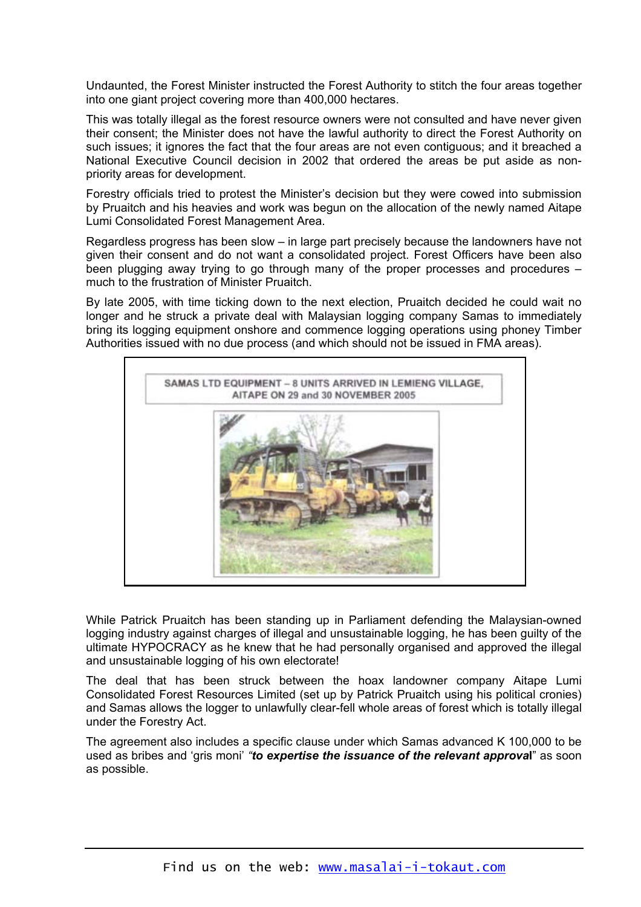Undaunted, the Forest Minister instructed the Forest Authority to stitch the four areas together into one giant project covering more than 400,000 hectares.

This was totally illegal as the forest resource owners were not consulted and have never given their consent; the Minister does not have the lawful authority to direct the Forest Authority on such issues; it ignores the fact that the four areas are not even contiguous; and it breached a National Executive Council decision in 2002 that ordered the areas be put aside as non-priority areas for development.

Forestry officials tried to protest the Minister's decision but they were cowed into submission by Pruaitch and his heavies and work was begun on the allocation of the newly named Aitape Lumi Consolidated Forest Management Area.

Regardless progress has been slow – in large part precisely because the landowners have not given their consent and do not want a consolidated project. Forest Officers have been also been plugging away trying to go through many of the proper processes and procedures – much to the frustration of Minister Pruaitch.

By late 2005, with time ticking down to the next election, Pruaitch decided he could wait no longer and he struck a private deal with Malaysian logging company Samas to immediately bring its logging equipment onshore and commence logging operations using phoney Timber Authorities issued with no due process (and which should not be issued in FMA areas).

SAMAS LTD EQUIPMENT – 8 UNITS ARRIVED IN LEMIENG VILLAGE, AITAPE ON 29 and 30 NOVEMBER 2005

While Patrick Pruaitch has been standing up in Parliament defending the Malaysian-owned logging industry against charges of illegal and unsustainable logging, he has been guilty of the ultimate HYPOCRACY as he knew that he had personally organised and approved the illegal and unsustainable logging of his own electorate!

The deal that has been struck between the hoax landowner company Aitape Lumi Consolidated Forest Resources Limited (set up by Patrick Pruaitch using his political cronies) and Samas allows the logger to unlawfully clear-fell whole areas of forest which is totally illegal under the Forestry Act.

The agreement also includes a specific clause under which Samas advanced K 100,000 to be used as bribes and 'gris moni' *"**to expertise the issuance of the relevant approval**"* as soon as possible.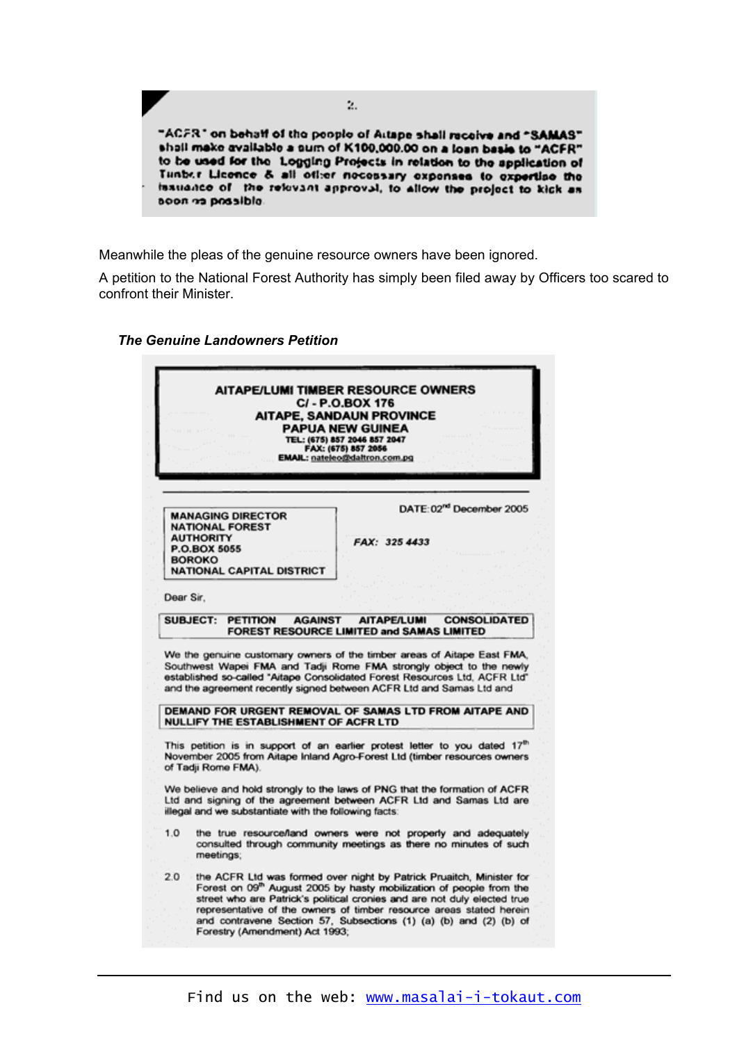2.

"ACFR" on behalf of the people of Aitape shall receive and "SAMAS" shall make available a sum of K100,000.00 on a loan basis to "ACFR" to be used for the Logging Projects in relation to the application of Timber Licence & all other necessary expenses to expertise the issuance of the relevant approval, to allow the project to kick as soon as possible.

Meanwhile the pleas of the genuine resource owners have been ignored.

A petition to the National Forest Authority has simply been filed away by Officers too scared to confront their Minister.

***The Genuine Landowners Petition***

**AITAPE/LUMI TIMBER RESOURCE OWNERS**
**C/ - P.O.BOX 176**
**AITAPE, SANDAUN PROVINCE**
**PAPUA NEW GUINEA**
**TEL: (675) 857 2046 857 2047**
**FAX: (675) 857 2056**
**EMAIL: nateleo@daltron.com.pg**

DATE: 02[nd] December 2005

MANAGING DIRECTOR
NATIONAL FOREST AUTHORITY
P.O.BOX 5055
BOROKO
NATIONAL CAPITAL DISTRICT

*FAX: 325 4433*

Dear Sir,

**SUBJECT: PETITION AGAINST AITAPE/LUMI CONSOLIDATED FOREST RESOURCE LIMITED and SAMAS LIMITED**

We the genuine customary owners of the timber areas of Aitape East FMA, Southwest Wapei FMA and Tadji Rome FMA strongly object to the newly established so-called "Aitape Consolidated Forest Resources Ltd, ACFR Ltd" and the agreement recently signed between ACFR Ltd and Samas Ltd and

**DEMAND FOR URGENT REMOVAL OF SAMAS LTD FROM AITAPE AND NULLIFY THE ESTABLISHMENT OF ACFR LTD**

This petition is in support of an earlier protest letter to you dated 17[th] November 2005 from Aitape Inland Agro-Forest Ltd (timber resources owners of Tadji Rome FMA).

We believe and hold strongly to the laws of PNG that the formation of ACFR Ltd and signing of the agreement between ACFR Ltd and Samas Ltd are illegal and we substantiate with the following facts:

1.0 the true resource/land owners were not properly and adequately consulted through community meetings as there no minutes of such meetings;

2.0 the ACFR Ltd was formed over night by Patrick Pruaitch, Minister for Forest on 09[th] August 2005 by hasty mobilization of people from the street who are Patrick's political cronies and are not duly elected true representative of the owners of timber resource areas stated herein and contravene Section 57, Subsections (1) (a) (b) and (2) (b) of Forestry (Amendment) Act 1993;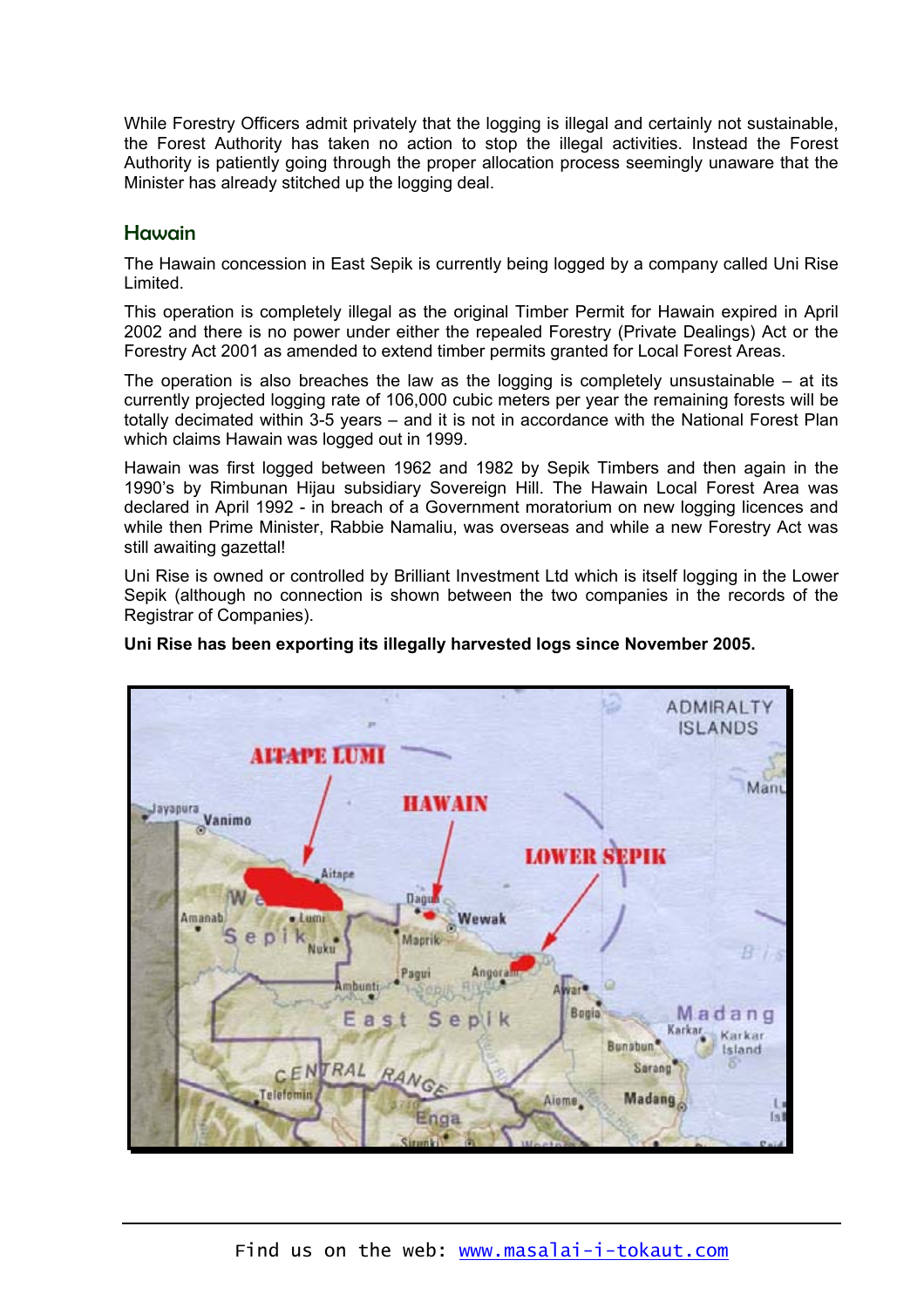While Forestry Officers admit privately that the logging is illegal and certainly not sustainable, the Forest Authority has taken no action to stop the illegal activities. Instead the Forest Authority is patiently going through the proper allocation process seemingly unaware that the Minister has already stitched up the logging deal.

## Hawain

The Hawain concession in East Sepik is currently being logged by a company called Uni Rise Limited.

This operation is completely illegal as the original Timber Permit for Hawain expired in April 2002 and there is no power under either the repealed Forestry (Private Dealings) Act or the Forestry Act 2001 as amended to extend timber permits granted for Local Forest Areas.

The operation is also breaches the law as the logging is completely unsustainable – at its currently projected logging rate of 106,000 cubic meters per year the remaining forests will be totally decimated within 3-5 years – and it is not in accordance with the National Forest Plan which claims Hawain was logged out in 1999.

Hawain was first logged between 1962 and 1982 by Sepik Timbers and then again in the 1990's by Rimbunan Hijau subsidiary Sovereign Hill. The Hawain Local Forest Area was declared in April 1992 - in breach of a Government moratorium on new logging licences and while then Prime Minister, Rabbie Namaliu, was overseas and while a new Forestry Act was still awaiting gazettal!

Uni Rise is owned or controlled by Brilliant Investment Ltd which is itself logging in the Lower Sepik (although no connection is shown between the two companies in the records of the Registrar of Companies).

**Uni Rise has been exporting its illegally harvested logs since November 2005.**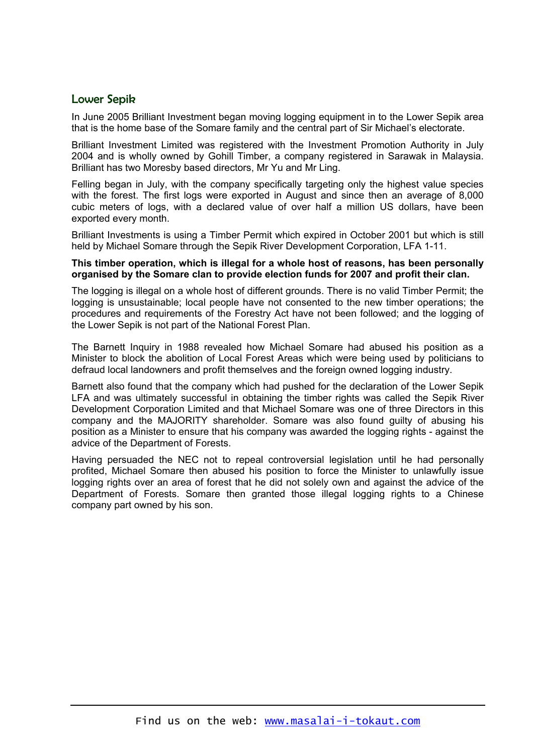## Lower Sepik

In June 2005 Brilliant Investment began moving logging equipment in to the Lower Sepik area that is the home base of the Somare family and the central part of Sir Michael's electorate.

Brilliant Investment Limited was registered with the Investment Promotion Authority in July 2004 and is wholly owned by Gohill Timber, a company registered in Sarawak in Malaysia. Brilliant has two Moresby based directors, Mr Yu and Mr Ling.

Felling began in July, with the company specifically targeting only the highest value species with the forest. The first logs were exported in August and since then an average of 8,000 cubic meters of logs, with a declared value of over half a million US dollars, have been exported every month.

Brilliant Investments is using a Timber Permit which expired in October 2001 but which is still held by Michael Somare through the Sepik River Development Corporation, LFA 1-11.

**This timber operation, which is illegal for a whole host of reasons, has been personally organised by the Somare clan to provide election funds for 2007 and profit their clan.**

The logging is illegal on a whole host of different grounds. There is no valid Timber Permit; the logging is unsustainable; local people have not consented to the new timber operations; the procedures and requirements of the Forestry Act have not been followed; and the logging of the Lower Sepik is not part of the National Forest Plan.

The Barnett Inquiry in 1988 revealed how Michael Somare had abused his position as a Minister to block the abolition of Local Forest Areas which were being used by politicians to defraud local landowners and profit themselves and the foreign owned logging industry.

Barnett also found that the company which had pushed for the declaration of the Lower Sepik LFA and was ultimately successful in obtaining the timber rights was called the Sepik River Development Corporation Limited and that Michael Somare was one of three Directors in this company and the MAJORITY shareholder. Somare was also found guilty of abusing his position as a Minister to ensure that his company was awarded the logging rights - against the advice of the Department of Forests.

Having persuaded the NEC not to repeal controversial legislation until he had personally profited, Michael Somare then abused his position to force the Minister to unlawfully issue logging rights over an area of forest that he did not solely own and against the advice of the Department of Forests. Somare then granted those illegal logging rights to a Chinese company part owned by his son.